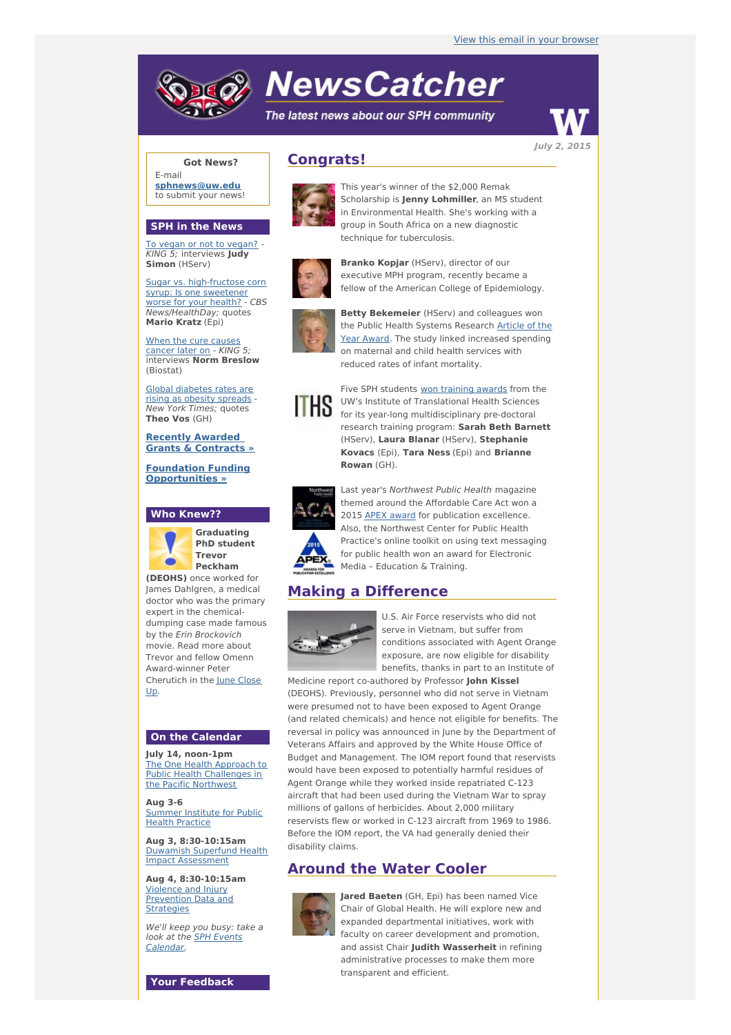View this email in your browser

# NewsCatcher

*The latest news about our SPH community*

*July 2, 2015*

**Got News?**

E-mail **sphnews@uw.edu** to submit your news!

## SPH in the News

To vegan or not to vegan? - *KING 5;* interviews **Judy Simon** (HServ)

Sugar vs. high-fructose corn syrup: Is one sweetener worse for your health? - *CBS News/HealthDay;* quotes **Mario Kratz** (Epi)

When the cure causes cancer later on - *KING 5;* interviews **Norm Breslow** (Biostat)

Global diabetes rates are rising as obesity spreads - *New York Times;* quotes **Theo Vos** (GH)

**Recently Awarded Grants & Contracts »**

**Foundation Funding Opportunities »**

## Who Knew??

**Graduating PhD student Trevor Peckham (DEOHS)** once worked for James Dahlgren, a medical doctor who was the primary expert in the chemical-dumping case made famous by the *Erin Brockovich* movie. Read more about Trevor and fellow Omenn Award-winner Peter Cherutich in the June Close Up.

## On the Calendar

**July 14, noon-1pm**
The One Health Approach to Public Health Challenges in the Pacific Northwest

**Aug 3-6**
Summer Institute for Public Health Practice

**Aug 3, 8:30-10:15am**
Duwamish Superfund Health Impact Assessment

**Aug 4, 8:30-10:15am**
Violence and Injury Prevention Data and Strategies

*We'll keep you busy: take a look at the SPH Events Calendar.*

## Your Feedback

## Congrats!

This year's winner of the $2,000 Remak Scholarship is **Jenny Lohmiller**, an MS student in Environmental Health. She's working with a group in South Africa on a new diagnostic technique for tuberculosis.

**Branko Kopjar** (HServ), director of our executive MPH program, recently became a fellow of the American College of Epidemiology.

**Betty Bekemeier** (HServ) and colleagues won the Public Health Systems Research Article of the Year Award. The study linked increased spending on maternal and child health services with reduced rates of infant mortality.

Five SPH students won training awards from the UW's Institute of Translational Health Sciences for its year-long multidisciplinary pre-doctoral research training program: **Sarah Beth Barnett** (HServ), **Laura Blanar** (HServ), **Stephanie Kovacs** (Epi), **Tara Ness** (Epi) and **Brianne Rowan** (GH).

Last year's *Northwest Public Health* magazine themed around the Affordable Care Act won a 2015 APEX award for publication excellence. Also, the Northwest Center for Public Health Practice's online toolkit on using text messaging for public health won an award for Electronic Media – Education & Training.

## Making a Difference

U.S. Air Force reservists who did not serve in Vietnam, but suffer from conditions associated with Agent Orange exposure, are now eligible for disability benefits, thanks in part to an Institute of Medicine report co-authored by Professor **John Kissel** (DEOHS). Previously, personnel who did not serve in Vietnam were presumed not to have been exposed to Agent Orange (and related chemicals) and hence not eligible for benefits. The reversal in policy was announced in June by the Department of Veterans Affairs and approved by the White House Office of Budget and Management. The IOM report found that reservists would have been exposed to potentially harmful residues of Agent Orange while they worked inside repatriated C-123 aircraft that had been used during the Vietnam War to spray millions of gallons of herbicides. About 2,000 military reservists flew or worked in C-123 aircraft from 1969 to 1986. Before the IOM report, the VA had generally denied their disability claims.

## Around the Water Cooler

**Jared Baeten** (GH, Epi) has been named Vice Chair of Global Health. He will explore new and expanded departmental initiatives, work with faculty on career development and promotion, and assist Chair **Judith Wasserheit** in refining administrative processes to make them more transparent and efficient.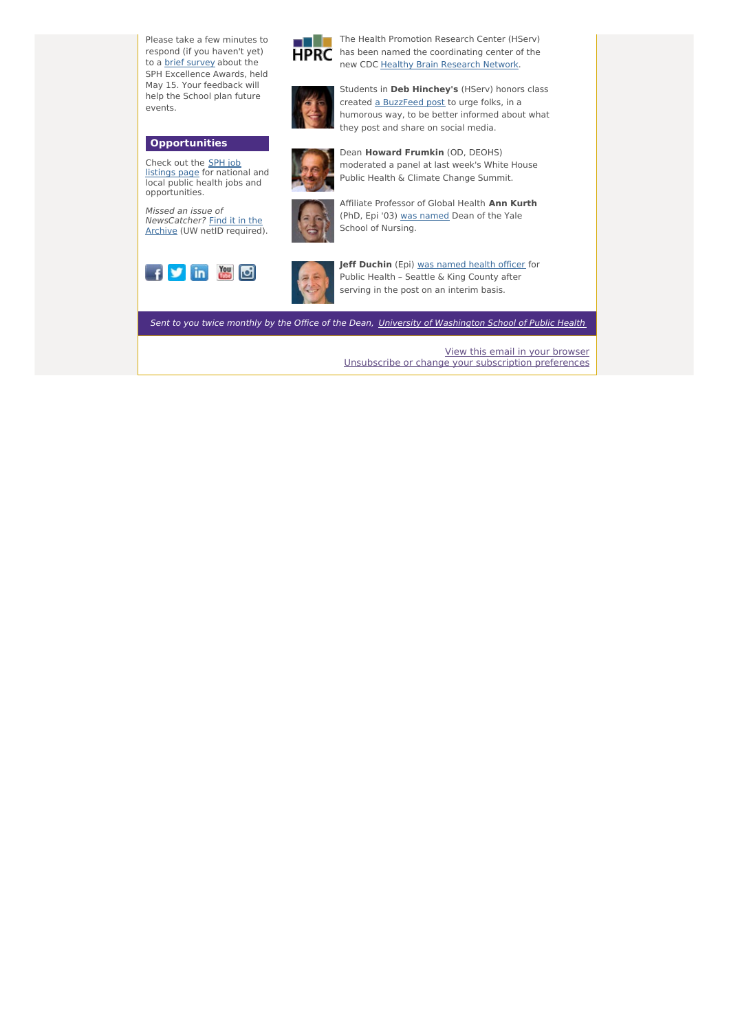Please take a few minutes to respond (if you haven't yet) to a brief survey about the SPH Excellence Awards, held May 15. Your feedback will help the School plan future events.

## Opportunities

Check out the SPH job listings page for national and local public health jobs and opportunities.

*Missed an issue of NewsCatcher?* Find it in the Archive (UW netID required).

The Health Promotion Research Center (HServ) has been named the coordinating center of the new CDC Healthy Brain Research Network.

Students in **Deb Hinchey's** (HServ) honors class created a BuzzFeed post to urge folks, in a humorous way, to be better informed about what they post and share on social media.

Dean **Howard Frumkin** (OD, DEOHS) moderated a panel at last week's White House Public Health & Climate Change Summit.

Affiliate Professor of Global Health **Ann Kurth** (PhD, Epi '03) was named Dean of the Yale School of Nursing.

**Jeff Duchin** (Epi) was named health officer for Public Health – Seattle & King County after serving in the post on an interim basis.

*Sent to you twice monthly by the Office of the Dean, University of Washington School of Public Health*

View this email in your browser
Unsubscribe or change your subscription preferences